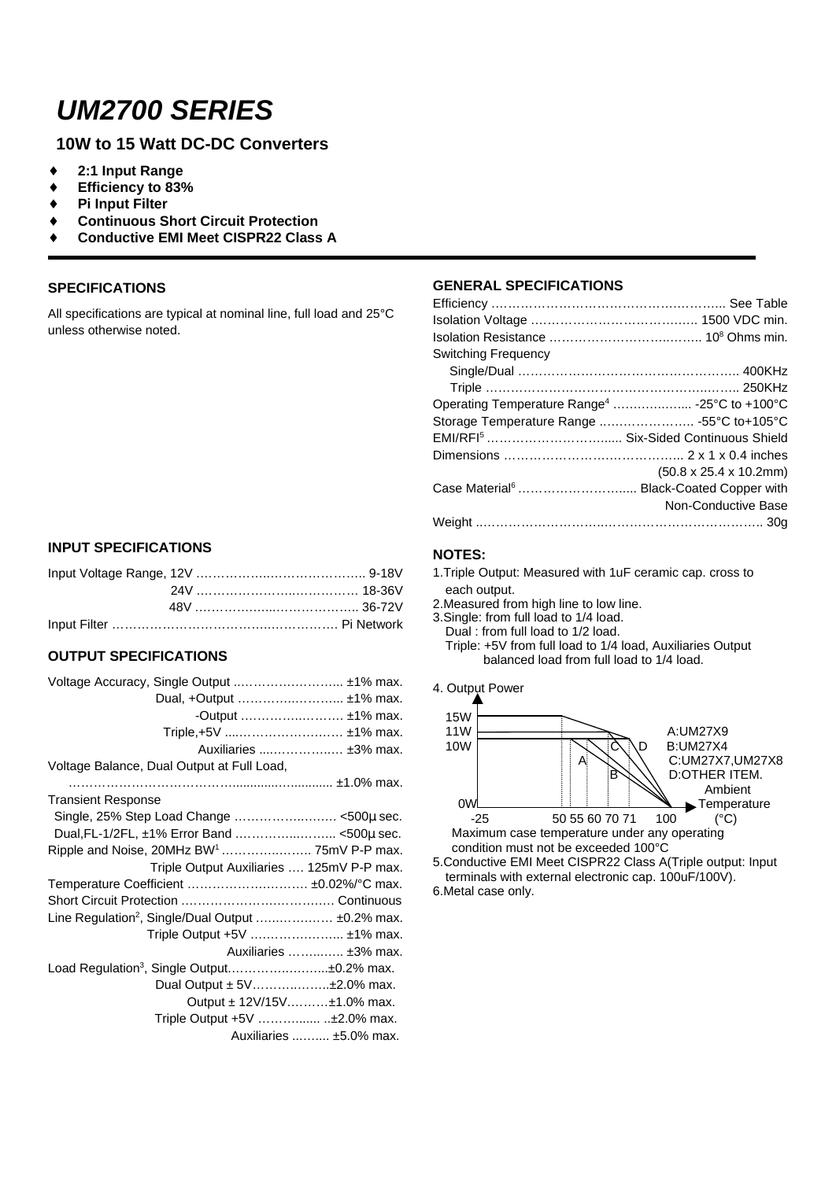# UM2700 SERIES

## 10W to 15 Watt DC-DC Converters

- **2:1 Input Range**
- **Efficiency to 83%**
- **Pi Input Filter**
- **Continuous Short Circuit Protection**
- **Conductive EMI Meet CISPR22 Class A**

## SPECIFICATIONS

All specifications are typical at nominal line, full load and 25°C unless otherwise noted.

## INPUT SPECIFICATIONS

Input Voltage Range, 12V …………………………………. 9-18V
24V …………………………………. 18-36V
48V …………………………………. 36-72V
Input Filter ………………………………………………. Pi Network

## OUTPUT SPECIFICATIONS

Voltage Accuracy, Single Output …………………….. ±1% max.
Dual, +Output …………………….. ±1% max.
-Output …………………….. ±1% max.
Triple,+5V …………………….. ±1% max.
Auxiliaries …………………….. ±3% max.
Voltage Balance, Dual Output at Full Load,
…………………………………………………… ±1.0% max.
Transient Response
Single, 25% Step Load Change ……………………. <500μ sec.
Dual,FL-1/2FL, ±1% Error Band ……………………. <500μ sec.
Ripple and Noise, 20MHz BW[1] ……………………. 75mV P-P max.
Triple Output Auxiliaries …. 125mV P-P max.
Temperature Coefficient ……………………… ±0.02%/°C max.
Short Circuit Protection ……………………………… Continuous
Line Regulation[2], Single/Dual Output ……………… ±0.2% max.
Triple Output +5V ……………………. ±1% max.
Auxiliaries ………….. ±3% max.
Load Regulation[3], Single Output……………………..±0.2% max.
Dual Output ± 5V……………..±2.0% max.
Output ± 12V/15V………±1.0% max.
Triple Output +5V ………….. ..±2.0% max.
Auxiliaries ……… ±5.0% max.

## GENERAL SPECIFICATIONS

Efficiency ………………………………………………... See Table
Isolation Voltage ………………………………… 1500 VDC min.
Isolation Resistance ……………………………. $10^8$ Ohms min.
Switching Frequency
Single/Dual …………………………………………….. 400KHz
Triple ……………………………………………………. 250KHz
Operating Temperature Range[4] ……………….. -25°C to +100°C
Storage Temperature Range …………………. -55°C to+105°C
EMI/RFI[5] ………………………….... Six-Sided Continuous Shield
Dimensions ……………………………………. 2 x 1 x 0.4 inches
(50.8 x 25.4 x 10.2mm)
Case Material[6] ……………………….... Black-Coated Copper with
Non-Conductive Base
Weight ……………………………………………………………. 30g

## NOTES:

1.Triple Output: Measured with 1uF ceramic cap. cross to each output.
2.Measured from high line to low line.
3.Single: from full load to 1/4 load.
Dual : from full load to 1/2 load.
Triple: +5V from full load to 1/4 load, Auxiliaries Output balanced load from full load to 1/4 load.

4. Output Power

15W
11W
10W
0W
-25 50 55 60 70 71 100 (°C)
Ambient Temperature
A:UM27X9
B:UM27X4
C:UM27X7,UM27X8
D:OTHER ITEM.

Maximum case temperature under any operating condition must not be exceeded 100°C

5.Conductive EMI Meet CISPR22 Class A(Triple output: Input terminals with external electronic cap. 100uF/100V).
6.Metal case only.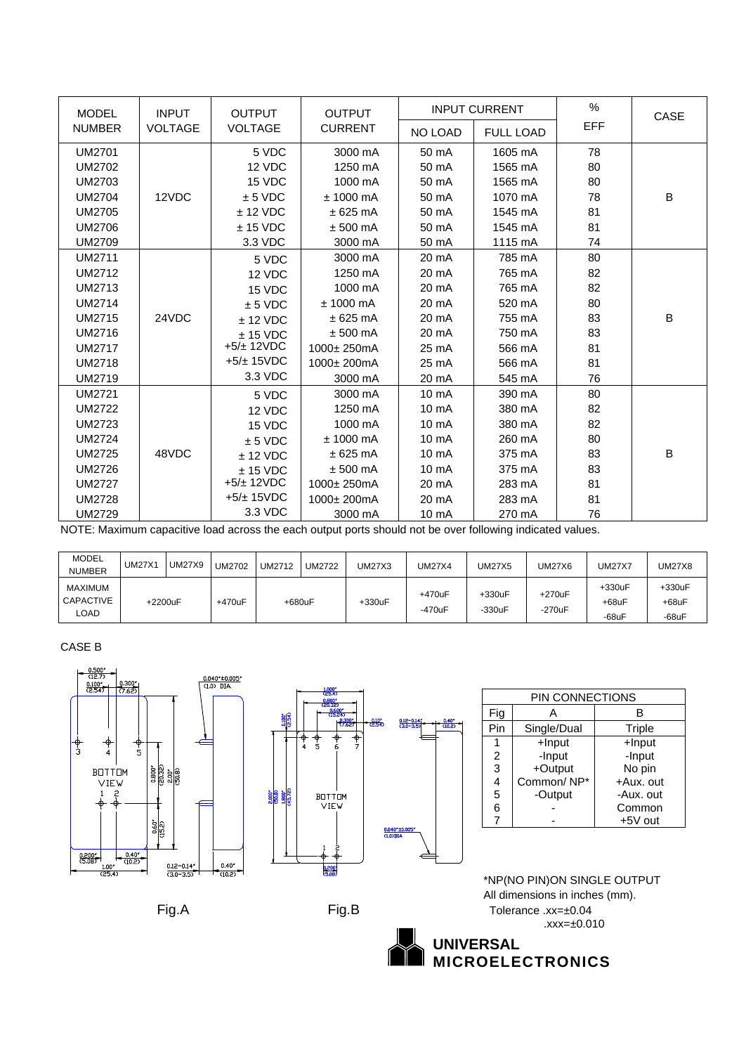| MODEL NUMBER | INPUT VOLTAGE | OUTPUT VOLTAGE | OUTPUT CURRENT | INPUT CURRENT | | % EFF | CASE |
|---|---|---|---|---|---|---|---|
| | | | | NO LOAD | FULL LOAD | | |
| UM2701 | 12VDC | 5 VDC | 3000 mA | 50 mA | 1605 mA | 78 | B |
| UM2702 | | 12 VDC | 1250 mA | 50 mA | 1565 mA | 80 | |
| UM2703 | | 15 VDC | 1000 mA | 50 mA | 1565 mA | 80 | |
| UM2704 | | ± 5 VDC | ± 1000 mA | 50 mA | 1070 mA | 78 | |
| UM2705 | | ± 12 VDC | ± 625 mA | 50 mA | 1545 mA | 81 | |
| UM2706 | | ± 15 VDC | ± 500 mA | 50 mA | 1545 mA | 81 | |
| UM2709 | | 3.3 VDC | 3000 mA | 50 mA | 1115 mA | 74 | |
| UM2711 | 24VDC | 5 VDC | 3000 mA | 20 mA | 785 mA | 80 | B |
| UM2712 | | 12 VDC | 1250 mA | 20 mA | 765 mA | 82 | |
| UM2713 | | 15 VDC | 1000 mA | 20 mA | 765 mA | 82 | |
| UM2714 | | ± 5 VDC | ± 1000 mA | 20 mA | 520 mA | 80 | |
| UM2715 | | ± 12 VDC | ± 625 mA | 20 mA | 755 mA | 83 | |
| UM2716 | | ± 15 VDC | ± 500 mA | 20 mA | 750 mA | 83 | |
| UM2717 | | +5/± 12VDC | 1000± 250mA | 25 mA | 566 mA | 81 | |
| UM2718 | | +5/± 15VDC | 1000± 200mA | 25 mA | 566 mA | 81 | |
| UM2719 | | 3.3 VDC | 3000 mA | 20 mA | 545 mA | 76 | |
| UM2721 | 48VDC | 5 VDC | 3000 mA | 10 mA | 390 mA | 80 | B |
| UM2722 | | 12 VDC | 1250 mA | 10 mA | 380 mA | 82 | |
| UM2723 | | 15 VDC | 1000 mA | 10 mA | 380 mA | 82 | |
| UM2724 | | ± 5 VDC | ± 1000 mA | 10 mA | 260 mA | 80 | |
| UM2725 | | ± 12 VDC | ± 625 mA | 10 mA | 375 mA | 83 | |
| UM2726 | | ± 15 VDC | ± 500 mA | 10 mA | 375 mA | 83 | |
| UM2727 | | +5/± 12VDC | 1000± 250mA | 20 mA | 283 mA | 81 | |
| UM2728 | | +5/± 15VDC | 1000± 200mA | 20 mA | 283 mA | 81 | |
| UM2729 | | 3.3 VDC | 3000 mA | 10 mA | 270 mA | 76 | |

NOTE: Maximum capacitive load across the each output ports should not be over following indicated values.

| MODEL NUMBER | UM27X1 | UM27X9 | UM2702 | UM2712 | UM2722 | UM27X3 | UM27X4 | UM27X5 | UM27X6 | UM27X7 | UM27X8 |
|---|---|---|---|---|---|---|---|---|---|---|---|
| MAXIMUM CAPACTIVE LOAD | +2200uF | | +470uF | +680uF | | +330uF | +470uF -470uF | +330uF -330uF | +270uF -270uF | +330uF +68uF -68uF | +330uF +68uF -68uF |

CASE B

Fig.A

Fig.B

| PIN CONNECTIONS | | |
|---|---|---|
| Fig | A | B |
| Pin | Single/Dual | Triple |
| 1 | +Input | +Input |
| 2 | -Input | -Input |
| 3 | +Output | No pin |
| 4 | Common/ NP* | +Aux. out |
| 5 | -Output | -Aux. out |
| 6 | - | Common |
| 7 | - | +5V out |

*NP(NO PIN)ON SINGLE OUTPUT

All dimensions in inches (mm).

Tolerance .xx=±0.04

.xxx=±0.010

UNIVERSAL MICROELECTRONICS